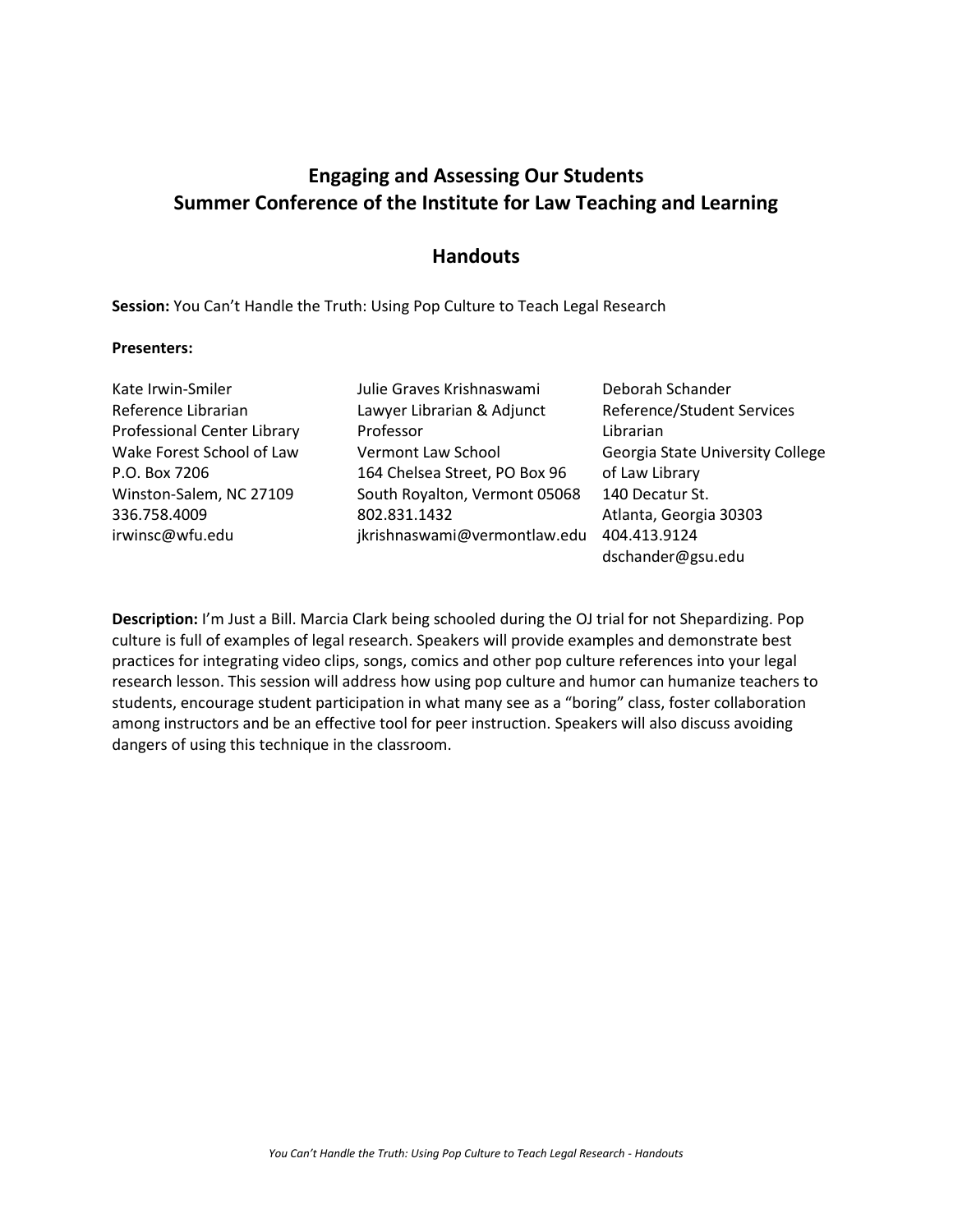# Engaging and Assessing Our Students
# Summer Conference of the Institute for Law Teaching and Learning

## Handouts

**Session:** You Can't Handle the Truth: Using Pop Culture to Teach Legal Research

**Presenters:**

Kate Irwin-Smiler
Reference Librarian
Professional Center Library
Wake Forest School of Law
P.O. Box 7206
Winston-Salem, NC 27109
336.758.4009
irwinsc@wfu.edu

Julie Graves Krishnaswami
Lawyer Librarian & Adjunct Professor
Vermont Law School
164 Chelsea Street, PO Box 96
South Royalton, Vermont 05068
802.831.1432
jkrishnaswami@vermontlaw.edu

Deborah Schander
Reference/Student Services Librarian
Georgia State University College of Law Library
140 Decatur St.
Atlanta, Georgia 30303
404.413.9124
dschander@gsu.edu

**Description:** I'm Just a Bill. Marcia Clark being schooled during the OJ trial for not Shepardizing. Pop culture is full of examples of legal research. Speakers will provide examples and demonstrate best practices for integrating video clips, songs, comics and other pop culture references into your legal research lesson. This session will address how using pop culture and humor can humanize teachers to students, encourage student participation in what many see as a "boring" class, foster collaboration among instructors and be an effective tool for peer instruction. Speakers will also discuss avoiding dangers of using this technique in the classroom.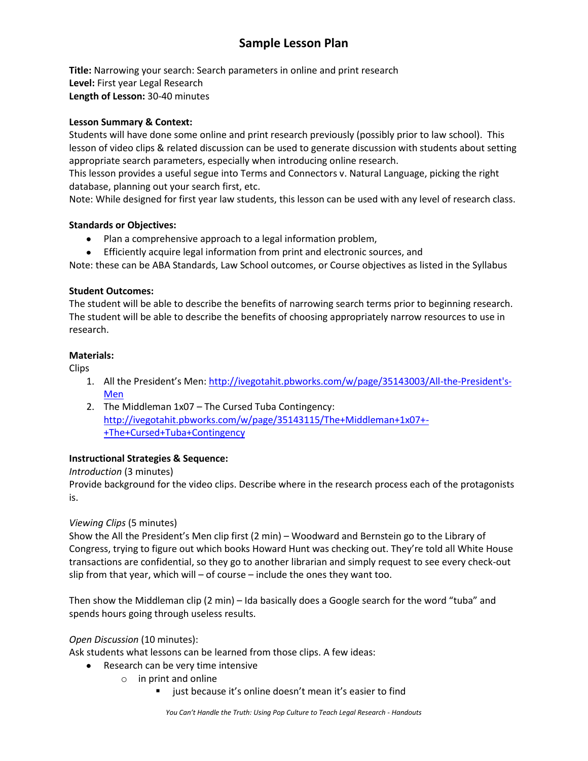# Sample Lesson Plan

**Title:** Narrowing your search: Search parameters in online and print research
**Level:** First year Legal Research
**Length of Lesson:** 30-40 minutes

**Lesson Summary & Context:**
Students will have done some online and print research previously (possibly prior to law school). This lesson of video clips & related discussion can be used to generate discussion with students about setting appropriate search parameters, especially when introducing online research.
This lesson provides a useful segue into Terms and Connectors v. Natural Language, picking the right database, planning out your search first, etc.
Note: While designed for first year law students, this lesson can be used with any level of research class.

**Standards or Objectives:**

- Plan a comprehensive approach to a legal information problem,
- Efficiently acquire legal information from print and electronic sources, and

Note: these can be ABA Standards, Law School outcomes, or Course objectives as listed in the Syllabus

**Student Outcomes:**
The student will be able to describe the benefits of narrowing search terms prior to beginning research.
The student will be able to describe the benefits of choosing appropriately narrow resources to use in research.

**Materials:**
Clips

1. All the President's Men: [http://ivegotahit.pbworks.com/w/page/35143003/All-the-President's-Men](http://ivegotahit.pbworks.com/w/page/35143003/All-the-President's-Men)
2. The Middleman 1x07 – The Cursed Tuba Contingency: [http://ivegotahit.pbworks.com/w/page/35143115/The+Middleman+1x07+-+The+Cursed+Tuba+Contingency](http://ivegotahit.pbworks.com/w/page/35143115/The+Middleman+1x07+-+The+Cursed+Tuba+Contingency)

**Instructional Strategies & Sequence:**
*Introduction* (3 minutes)
Provide background for the video clips. Describe where in the research process each of the protagonists is.

*Viewing Clips* (5 minutes)
Show the All the President's Men clip first (2 min) – Woodward and Bernstein go to the Library of Congress, trying to figure out which books Howard Hunt was checking out. They're told all White House transactions are confidential, so they go to another librarian and simply request to see every check-out slip from that year, which will – of course – include the ones they want too.

Then show the Middleman clip (2 min) – Ida basically does a Google search for the word "tuba" and spends hours going through useless results.

*Open Discussion* (10 minutes):
Ask students what lessons can be learned from those clips. A few ideas:

- Research can be very time intensive
  - in print and online
    - just because it's online doesn't mean it's easier to find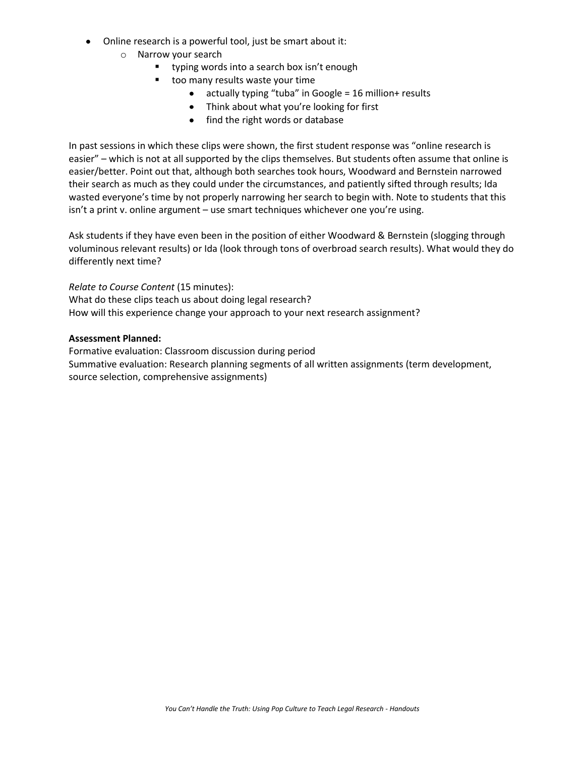- Online research is a powerful tool, just be smart about it:
  - Narrow your search
    - typing words into a search box isn't enough
    - too many results waste your time
      - actually typing "tuba" in Google = 16 million+ results
      - Think about what you're looking for first
      - find the right words or database

In past sessions in which these clips were shown, the first student response was "online research is easier" – which is not at all supported by the clips themselves. But students often assume that online is easier/better. Point out that, although both searches took hours, Woodward and Bernstein narrowed their search as much as they could under the circumstances, and patiently sifted through results; Ida wasted everyone's time by not properly narrowing her search to begin with. Note to students that this isn't a print v. online argument – use smart techniques whichever one you're using.

Ask students if they have even been in the position of either Woodward & Bernstein (slogging through voluminous relevant results) or Ida (look through tons of overbroad search results). What would they do differently next time?

*Relate to Course Content* (15 minutes):
What do these clips teach us about doing legal research?
How will this experience change your approach to your next research assignment?

**Assessment Planned:**
Formative evaluation: Classroom discussion during period
Summative evaluation: Research planning segments of all written assignments (term development, source selection, comprehensive assignments)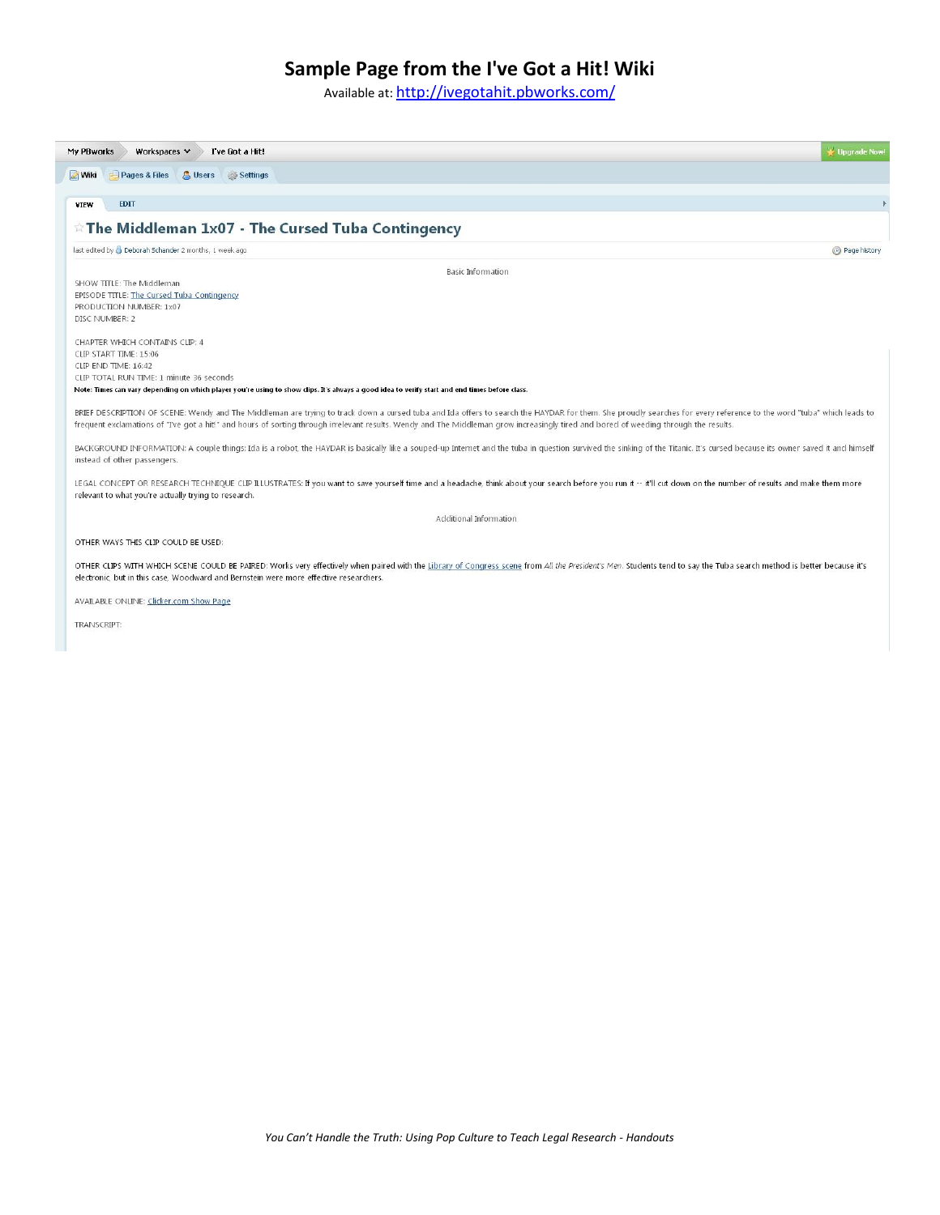# Sample Page from the I've Got a Hit! Wiki

Available at: http://ivegotahit.pbworks.com/

My PBworks | Workspaces | I've Got a Hit! | Upgrade Now!

Wiki | Pages & Files | Users | Settings

VIEW | EDIT

## The Middleman 1x07 - The Cursed Tuba Contingency

last edited by Deborah Schander 2 months, 1 week ago | Page history

Basic Information

SHOW TITLE: The Middleman
EPISODE TITLE: The Cursed Tuba Contingency
PRODUCTION NUMBER: 1x07
DISC NUMBER: 2

CHAPTER WHICH CONTAINS CLIP: 4
CLIP START TIME: 15:06
CLIP END TIME: 16:42
CLIP TOTAL RUN TIME: 1 minute 36 seconds

**Note: Times can vary depending on which player you're using to show clips. It's always a good idea to verify start and end times before class.**

BRIEF DESCRIPTION OF SCENE: Wendy and The Middleman are trying to track down a cursed tuba and Ida offers to search the HAYDAR for them. She proudly searches for every reference to the word "tuba" which leads to frequent exclamations of "I've got a hit!" and hours of sorting through irrelevant results. Wendy and The Middleman grow increasingly tired and bored of weeding through the results.

BACKGROUND INFORMATION: A couple things: Ida is a robot, the HAYDAR is basically like a souped-up Internet and the tuba in question survived the sinking of the Titanic. It's cursed because its owner saved it and himself instead of other passengers.

LEGAL CONCEPT OR RESEARCH TECHNIQUE CLIP ILLUSTRATES: If you want to save yourself time and a headache, think about your search before you run it -- it'll cut down on the number of results and make them more relevant to what you're actually trying to research.

Additional Information

OTHER WAYS THIS CLIP COULD BE USED:

OTHER CLIPS WITH WHICH SCENE COULD BE PAIRED: Works very effectively when paired with the Library of Congress scene from *All the President's Men*. Students tend to say the Tuba search method is better because it's electronic, but in this case, Woodward and Bernstein were more effective researchers.

AVAILABLE ONLINE: Clicker.com Show Page

TRANSCRIPT: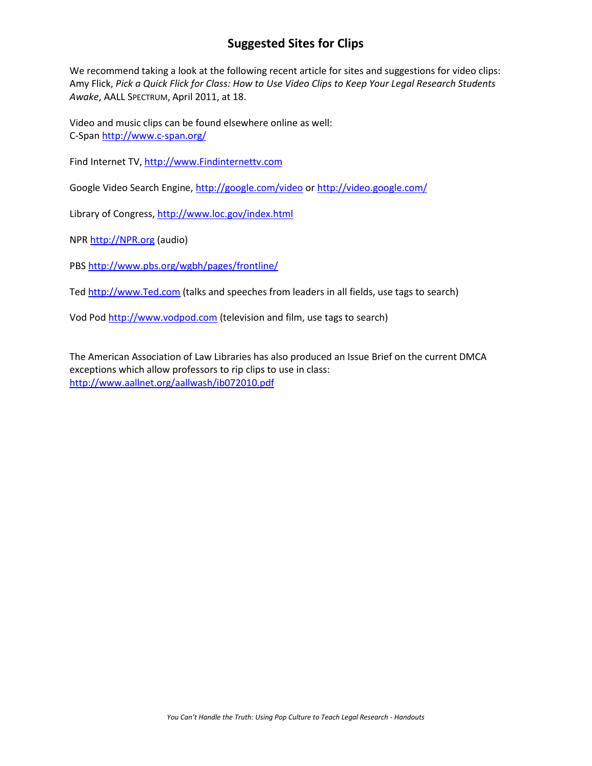# Suggested Sites for Clips

We recommend taking a look at the following recent article for sites and suggestions for video clips: Amy Flick, *Pick a Quick Flick for Class: How to Use Video Clips to Keep Your Legal Research Students Awake*, AALL SPECTRUM, April 2011, at 18.

Video and music clips can be found elsewhere online as well:
C-Span http://www.c-span.org/

Find Internet TV, http://www.Findinternettv.com

Google Video Search Engine, http://google.com/video or http://video.google.com/

Library of Congress, http://www.loc.gov/index.html

NPR http://NPR.org (audio)

PBS http://www.pbs.org/wgbh/pages/frontline/

Ted http://www.Ted.com (talks and speeches from leaders in all fields, use tags to search)

Vod Pod http://www.vodpod.com (television and film, use tags to search)

The American Association of Law Libraries has also produced an Issue Brief on the current DMCA exceptions which allow professors to rip clips to use in class:
http://www.aallnet.org/aallwash/ib072010.pdf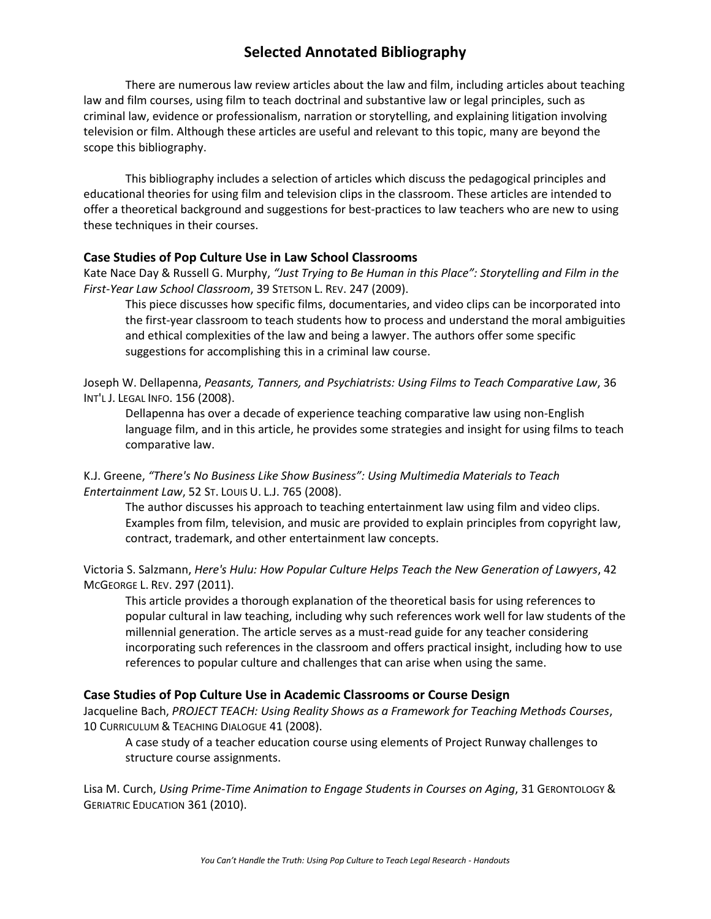# Selected Annotated Bibliography

There are numerous law review articles about the law and film, including articles about teaching law and film courses, using film to teach doctrinal and substantive law or legal principles, such as criminal law, evidence or professionalism, narration or storytelling, and explaining litigation involving television or film. Although these articles are useful and relevant to this topic, many are beyond the scope this bibliography.

This bibliography includes a selection of articles which discuss the pedagogical principles and educational theories for using film and television clips in the classroom. These articles are intended to offer a theoretical background and suggestions for best-practices to law teachers who are new to using these techniques in their courses.

### Case Studies of Pop Culture Use in Law School Classrooms

Kate Nace Day & Russell G. Murphy, *"Just Trying to Be Human in this Place": Storytelling and Film in the First-Year Law School Classroom*, 39 STETSON L. REV. 247 (2009).

> This piece discusses how specific films, documentaries, and video clips can be incorporated into the first-year classroom to teach students how to process and understand the moral ambiguities and ethical complexities of the law and being a lawyer. The authors offer some specific suggestions for accomplishing this in a criminal law course.

Joseph W. Dellapenna, *Peasants, Tanners, and Psychiatrists: Using Films to Teach Comparative Law*, 36 INT'L J. LEGAL INFO. 156 (2008).

> Dellapenna has over a decade of experience teaching comparative law using non-English language film, and in this article, he provides some strategies and insight for using films to teach comparative law.

K.J. Greene, *"There's No Business Like Show Business": Using Multimedia Materials to Teach Entertainment Law*, 52 ST. LOUIS U. L.J. 765 (2008).

> The author discusses his approach to teaching entertainment law using film and video clips. Examples from film, television, and music are provided to explain principles from copyright law, contract, trademark, and other entertainment law concepts.

Victoria S. Salzmann, *Here's Hulu: How Popular Culture Helps Teach the New Generation of Lawyers*, 42 MCGEORGE L. REV. 297 (2011).

> This article provides a thorough explanation of the theoretical basis for using references to popular cultural in law teaching, including why such references work well for law students of the millennial generation. The article serves as a must-read guide for any teacher considering incorporating such references in the classroom and offers practical insight, including how to use references to popular culture and challenges that can arise when using the same.

### Case Studies of Pop Culture Use in Academic Classrooms or Course Design

Jacqueline Bach, *PROJECT TEACH: Using Reality Shows as a Framework for Teaching Methods Courses*, 10 CURRICULUM & TEACHING DIALOGUE 41 (2008).

> A case study of a teacher education course using elements of Project Runway challenges to structure course assignments.

Lisa M. Curch, *Using Prime-Time Animation to Engage Students in Courses on Aging*, 31 GERONTOLOGY & GERIATRIC EDUCATION 361 (2010).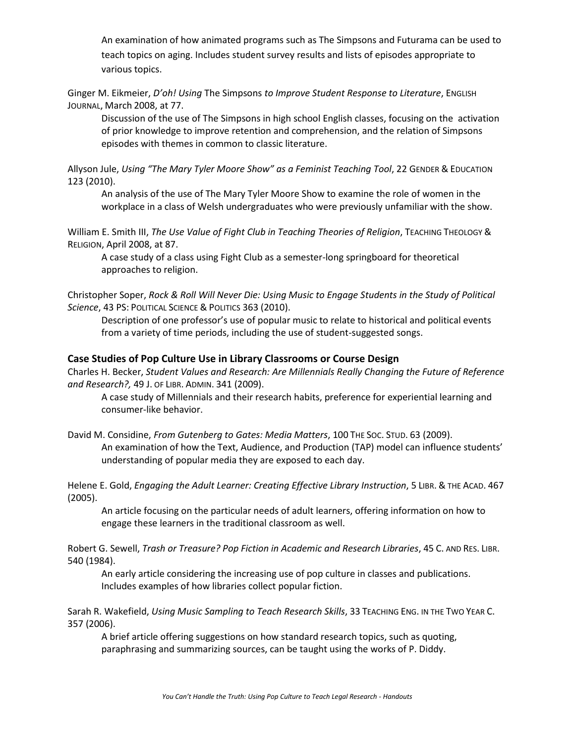An examination of how animated programs such as The Simpsons and Futurama can be used to teach topics on aging. Includes student survey results and lists of episodes appropriate to various topics.

Ginger M. Eikmeier, *D'oh! Using* The Simpsons *to Improve Student Response to Literature*, ENGLISH JOURNAL, March 2008, at 77.

Discussion of the use of The Simpsons in high school English classes, focusing on the activation of prior knowledge to improve retention and comprehension, and the relation of Simpsons episodes with themes in common to classic literature.

Allyson Jule, *Using "The Mary Tyler Moore Show" as a Feminist Teaching Tool*, 22 GENDER & EDUCATION 123 (2010).

An analysis of the use of The Mary Tyler Moore Show to examine the role of women in the workplace in a class of Welsh undergraduates who were previously unfamiliar with the show.

William E. Smith III, *The Use Value of Fight Club in Teaching Theories of Religion*, TEACHING THEOLOGY & RELIGION, April 2008, at 87.

A case study of a class using Fight Club as a semester-long springboard for theoretical approaches to religion.

Christopher Soper, *Rock & Roll Will Never Die: Using Music to Engage Students in the Study of Political Science*, 43 PS: POLITICAL SCIENCE & POLITICS 363 (2010).

Description of one professor's use of popular music to relate to historical and political events from a variety of time periods, including the use of student-suggested songs.

### Case Studies of Pop Culture Use in Library Classrooms or Course Design

Charles H. Becker, *Student Values and Research: Are Millennials Really Changing the Future of Reference and Research?,* 49 J. OF LIBR. ADMIN. 341 (2009).

A case study of Millennials and their research habits, preference for experiential learning and consumer-like behavior.

David M. Considine, *From Gutenberg to Gates: Media Matters*, 100 THE SOC. STUD. 63 (2009).

An examination of how the Text, Audience, and Production (TAP) model can influence students' understanding of popular media they are exposed to each day.

Helene E. Gold, *Engaging the Adult Learner: Creating Effective Library Instruction*, 5 LIBR. & THE ACAD. 467 (2005).

An article focusing on the particular needs of adult learners, offering information on how to engage these learners in the traditional classroom as well.

Robert G. Sewell, *Trash or Treasure? Pop Fiction in Academic and Research Libraries*, 45 C. AND RES. LIBR. 540 (1984).

An early article considering the increasing use of pop culture in classes and publications. Includes examples of how libraries collect popular fiction.

Sarah R. Wakefield, *Using Music Sampling to Teach Research Skills*, 33 TEACHING ENG. IN THE TWO YEAR C. 357 (2006).

A brief article offering suggestions on how standard research topics, such as quoting, paraphrasing and summarizing sources, can be taught using the works of P. Diddy.